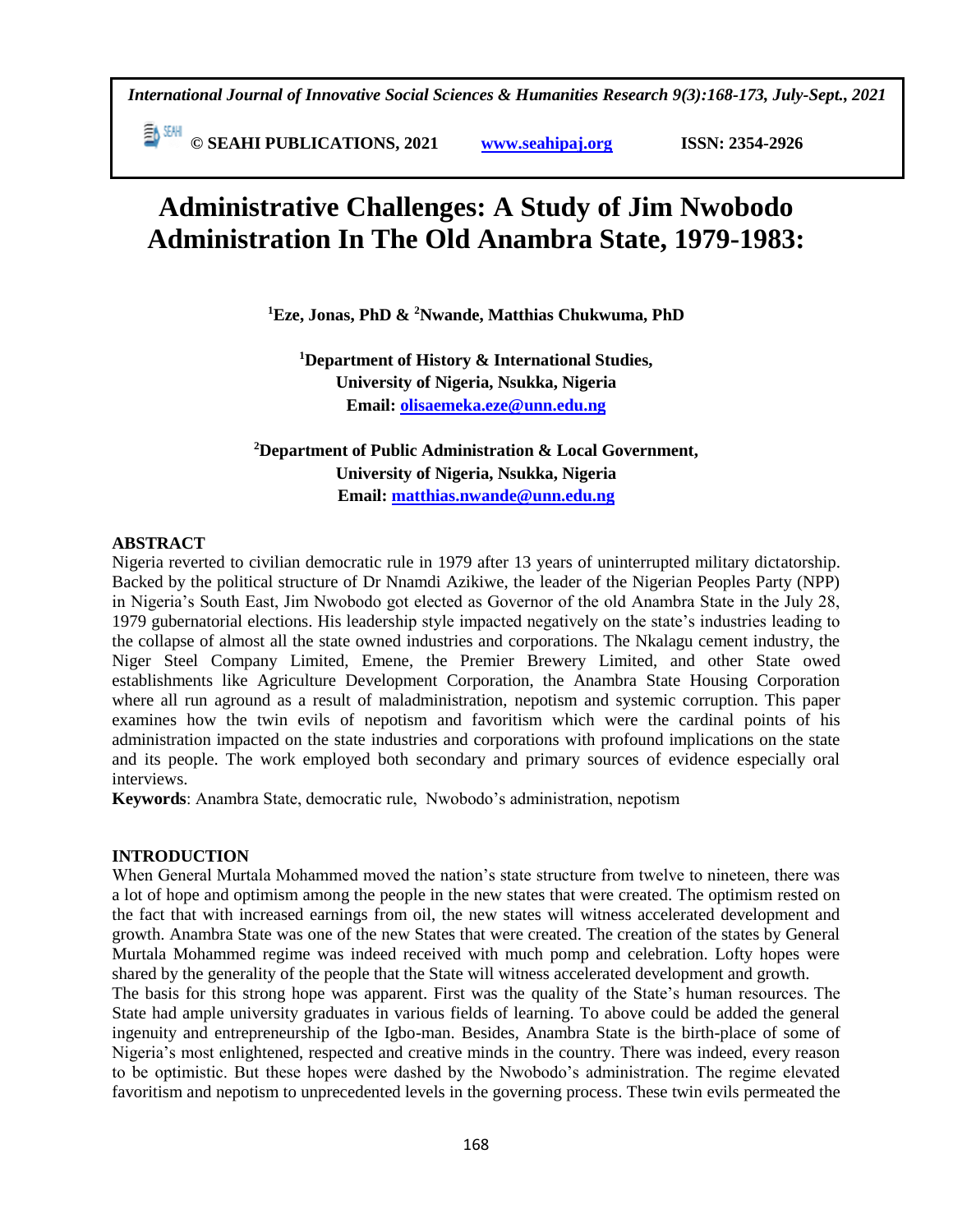# Administrative Challenges: A Study of Jim Nwobodo Administration In The Old Anambra State, 1979-1983:

**[1]Eze, Jonas, PhD & [2]Nwande, Matthias Chukwuma, PhD**

**[1]Department of History & International Studies,**
**University of Nigeria, Nsukka, Nigeria**
**Email: olisaemeka.eze@unn.edu.ng**

**[2]Department of Public Administration & Local Government,**
**University of Nigeria, Nsukka, Nigeria**
**Email: matthias.nwande@unn.edu.ng**

## ABSTRACT

Nigeria reverted to civilian democratic rule in 1979 after 13 years of uninterrupted military dictatorship. Backed by the political structure of Dr Nnamdi Azikiwe, the leader of the Nigerian Peoples Party (NPP) in Nigeria's South East, Jim Nwobodo got elected as Governor of the old Anambra State in the July 28, 1979 gubernatorial elections. His leadership style impacted negatively on the state's industries leading to the collapse of almost all the state owned industries and corporations. The Nkalagu cement industry, the Niger Steel Company Limited, Emene, the Premier Brewery Limited, and other State owed establishments like Agriculture Development Corporation, the Anambra State Housing Corporation where all run aground as a result of maladministration, nepotism and systemic corruption. This paper examines how the twin evils of nepotism and favoritism which were the cardinal points of his administration impacted on the state industries and corporations with profound implications on the state and its people. The work employed both secondary and primary sources of evidence especially oral interviews.

**Keywords**: Anambra State, democratic rule, Nwobodo's administration, nepotism

## INTRODUCTION

When General Murtala Mohammed moved the nation's state structure from twelve to nineteen, there was a lot of hope and optimism among the people in the new states that were created. The optimism rested on the fact that with increased earnings from oil, the new states will witness accelerated development and growth. Anambra State was one of the new States that were created. The creation of the states by General Murtala Mohammed regime was indeed received with much pomp and celebration. Lofty hopes were shared by the generality of the people that the State will witness accelerated development and growth.

The basis for this strong hope was apparent. First was the quality of the State's human resources. The State had ample university graduates in various fields of learning. To above could be added the general ingenuity and entrepreneurship of the Igbo-man. Besides, Anambra State is the birth-place of some of Nigeria's most enlightened, respected and creative minds in the country. There was indeed, every reason to be optimistic. But these hopes were dashed by the Nwobodo's administration. The regime elevated favoritism and nepotism to unprecedented levels in the governing process. These twin evils permeated the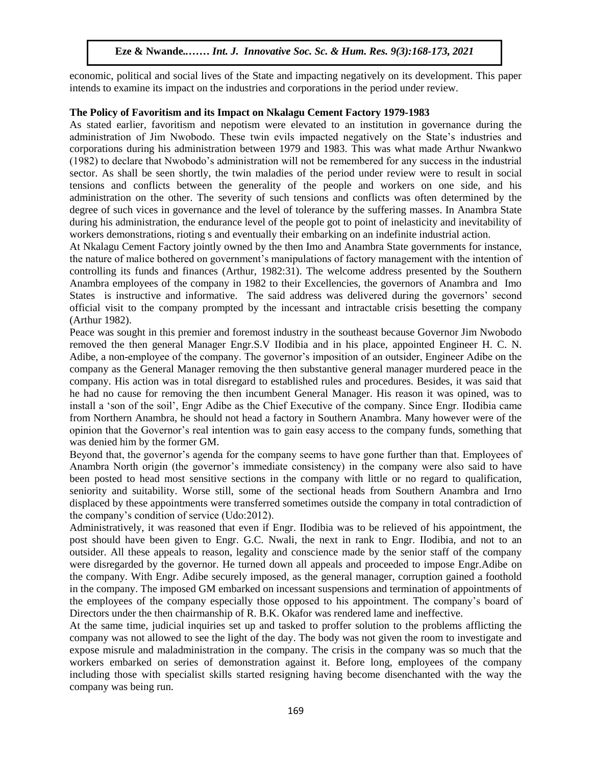economic, political and social lives of the State and impacting negatively on its development. This paper intends to examine its impact on the industries and corporations in the period under review.

## The Policy of Favoritism and its Impact on Nkalagu Cement Factory 1979-1983

As stated earlier, favoritism and nepotism were elevated to an institution in governance during the administration of Jim Nwobodo. These twin evils impacted negatively on the State's industries and corporations during his administration between 1979 and 1983. This was what made Arthur Nwankwo (1982) to declare that Nwobodo's administration will not be remembered for any success in the industrial sector. As shall be seen shortly, the twin maladies of the period under review were to result in social tensions and conflicts between the generality of the people and workers on one side, and his administration on the other. The severity of such tensions and conflicts was often determined by the degree of such vices in governance and the level of tolerance by the suffering masses. In Anambra State during his administration, the endurance level of the people got to point of inelasticity and inevitability of workers demonstrations, rioting s and eventually their embarking on an indefinite industrial action.

At Nkalagu Cement Factory jointly owned by the then Imo and Anambra State governments for instance, the nature of malice bothered on government's manipulations of factory management with the intention of controlling its funds and finances (Arthur, 1982:31). The welcome address presented by the Southern Anambra employees of the company in 1982 to their Excellencies, the governors of Anambra and Imo States is instructive and informative. The said address was delivered during the governors' second official visit to the company prompted by the incessant and intractable crisis besetting the company (Arthur 1982).

Peace was sought in this premier and foremost industry in the southeast because Governor Jim Nwobodo removed the then general Manager Engr.S.V IIodibia and in his place, appointed Engineer H. C. N. Adibe, a non-employee of the company. The governor's imposition of an outsider, Engineer Adibe on the company as the General Manager removing the then substantive general manager murdered peace in the company. His action was in total disregard to established rules and procedures. Besides, it was said that he had no cause for removing the then incumbent General Manager. His reason it was opined, was to install a 'son of the soil', Engr Adibe as the Chief Executive of the company. Since Engr. IIodibia came from Northern Anambra, he should not head a factory in Southern Anambra. Many however were of the opinion that the Governor's real intention was to gain easy access to the company funds, something that was denied him by the former GM.

Beyond that, the governor's agenda for the company seems to have gone further than that. Employees of Anambra North origin (the governor's immediate consistency) in the company were also said to have been posted to head most sensitive sections in the company with little or no regard to qualification, seniority and suitability. Worse still, some of the sectional heads from Southern Anambra and Irno displaced by these appointments were transferred sometimes outside the company in total contradiction of the company's condition of service (Udo:2012).

Administratively, it was reasoned that even if Engr. IIodibia was to be relieved of his appointment, the post should have been given to Engr. G.C. Nwali, the next in rank to Engr. IIodibia, and not to an outsider. All these appeals to reason, legality and conscience made by the senior staff of the company were disregarded by the governor. He turned down all appeals and proceeded to impose Engr.Adibe on the company. With Engr. Adibe securely imposed, as the general manager, corruption gained a foothold in the company. The imposed GM embarked on incessant suspensions and termination of appointments of the employees of the company especially those opposed to his appointment. The company's board of Directors under the then chairmanship of R. B.K. Okafor was rendered lame and ineffective.

At the same time, judicial inquiries set up and tasked to proffer solution to the problems afflicting the company was not allowed to see the light of the day. The body was not given the room to investigate and expose misrule and maladministration in the company. The crisis in the company was so much that the workers embarked on series of demonstration against it. Before long, employees of the company including those with specialist skills started resigning having become disenchanted with the way the company was being run.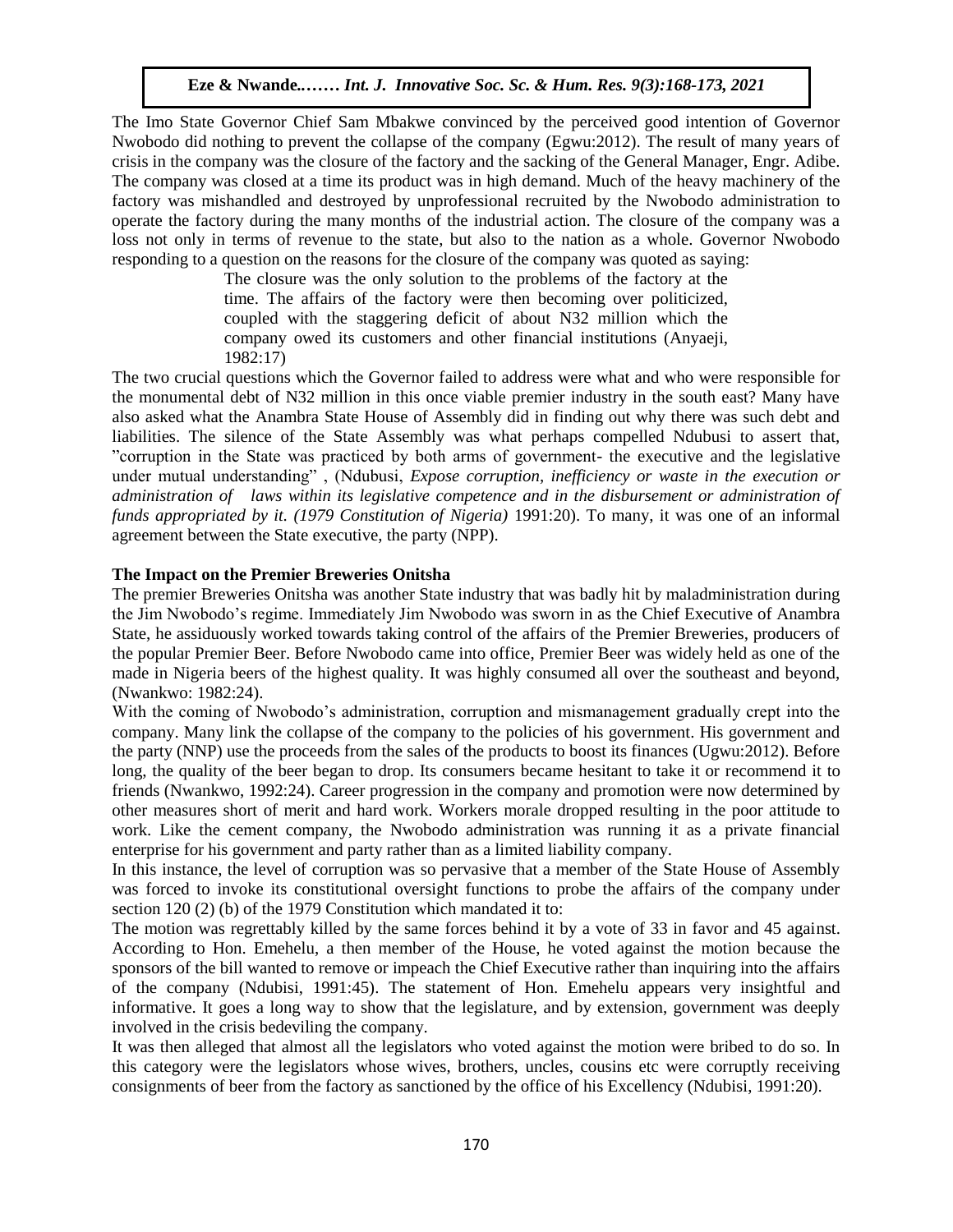The Imo State Governor Chief Sam Mbakwe convinced by the perceived good intention of Governor Nwobodo did nothing to prevent the collapse of the company (Egwu:2012). The result of many years of crisis in the company was the closure of the factory and the sacking of the General Manager, Engr. Adibe. The company was closed at a time its product was in high demand. Much of the heavy machinery of the factory was mishandled and destroyed by unprofessional recruited by the Nwobodo administration to operate the factory during the many months of the industrial action. The closure of the company was a loss not only in terms of revenue to the state, but also to the nation as a whole. Governor Nwobodo responding to a question on the reasons for the closure of the company was quoted as saying:

> The closure was the only solution to the problems of the factory at the time. The affairs of the factory were then becoming over politicized, coupled with the staggering deficit of about N32 million which the company owed its customers and other financial institutions (Anyaeji, 1982:17)

The two crucial questions which the Governor failed to address were what and who were responsible for the monumental debt of N32 million in this once viable premier industry in the south east? Many have also asked what the Anambra State House of Assembly did in finding out why there was such debt and liabilities. The silence of the State Assembly was what perhaps compelled Ndubusi to assert that, "corruption in the State was practiced by both arms of government- the executive and the legislative under mutual understanding" , (Ndubusi, *Expose corruption, inefficiency or waste in the execution or administration of laws within its legislative competence and in the disbursement or administration of funds appropriated by it. (1979 Constitution of Nigeria)* 1991:20). To many, it was one of an informal agreement between the State executive, the party (NPP).

**The Impact on the Premier Breweries Onitsha**

The premier Breweries Onitsha was another State industry that was badly hit by maladministration during the Jim Nwobodo's regime. Immediately Jim Nwobodo was sworn in as the Chief Executive of Anambra State, he assiduously worked towards taking control of the affairs of the Premier Breweries, producers of the popular Premier Beer. Before Nwobodo came into office, Premier Beer was widely held as one of the made in Nigeria beers of the highest quality. It was highly consumed all over the southeast and beyond, (Nwankwo: 1982:24).

With the coming of Nwobodo's administration, corruption and mismanagement gradually crept into the company. Many link the collapse of the company to the policies of his government. His government and the party (NNP) use the proceeds from the sales of the products to boost its finances (Ugwu:2012). Before long, the quality of the beer began to drop. Its consumers became hesitant to take it or recommend it to friends (Nwankwo, 1992:24). Career progression in the company and promotion were now determined by other measures short of merit and hard work. Workers morale dropped resulting in the poor attitude to work. Like the cement company, the Nwobodo administration was running it as a private financial enterprise for his government and party rather than as a limited liability company.

In this instance, the level of corruption was so pervasive that a member of the State House of Assembly was forced to invoke its constitutional oversight functions to probe the affairs of the company under section 120 (2) (b) of the 1979 Constitution which mandated it to:

The motion was regrettably killed by the same forces behind it by a vote of 33 in favor and 45 against. According to Hon. Emehelu, a then member of the House, he voted against the motion because the sponsors of the bill wanted to remove or impeach the Chief Executive rather than inquiring into the affairs of the company (Ndubisi, 1991:45). The statement of Hon. Emehelu appears very insightful and informative. It goes a long way to show that the legislature, and by extension, government was deeply involved in the crisis bedeviling the company.

It was then alleged that almost all the legislators who voted against the motion were bribed to do so. In this category were the legislators whose wives, brothers, uncles, cousins etc were corruptly receiving consignments of beer from the factory as sanctioned by the office of his Excellency (Ndubisi, 1991:20).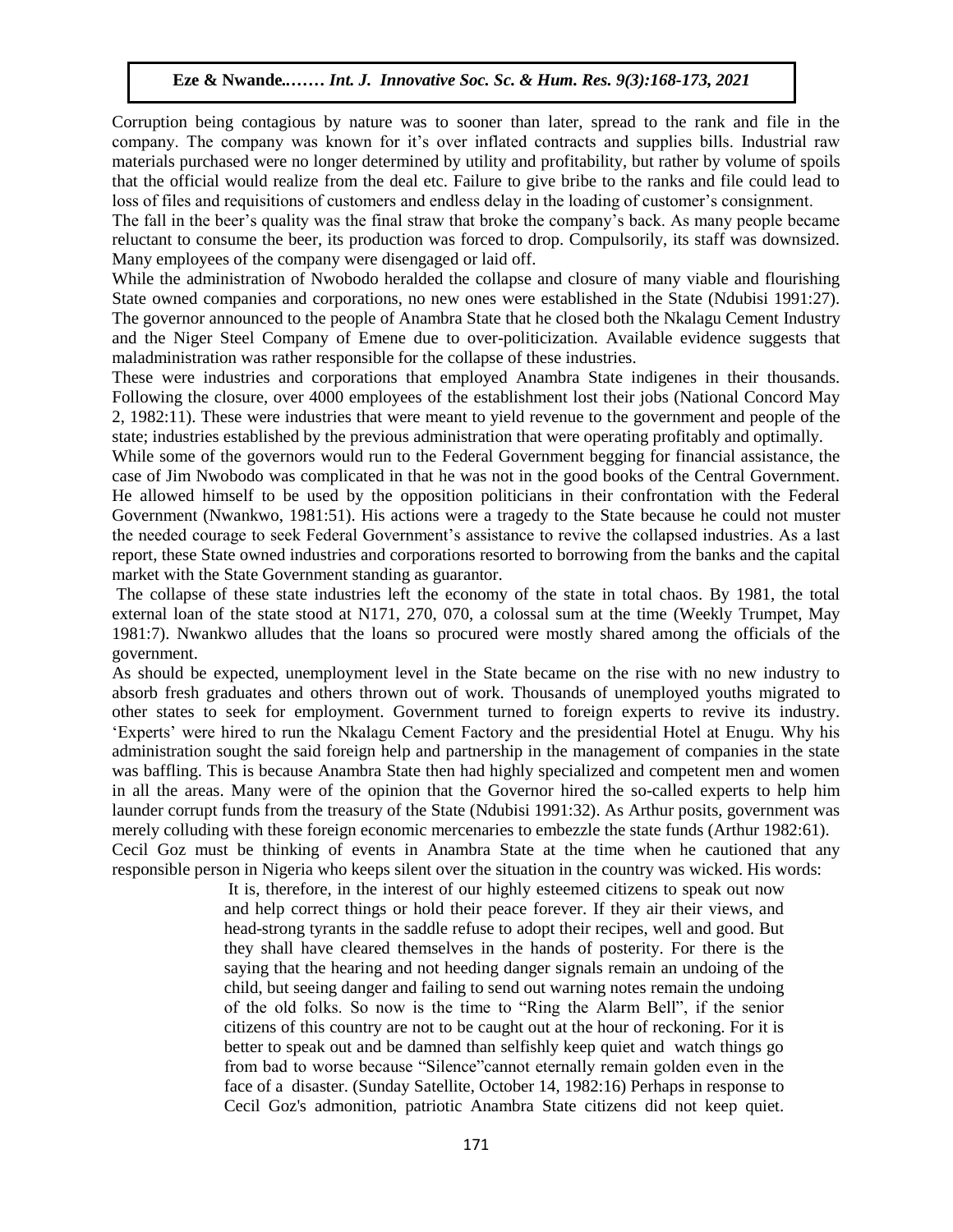Corruption being contagious by nature was to sooner than later, spread to the rank and file in the company. The company was known for it's over inflated contracts and supplies bills. Industrial raw materials purchased were no longer determined by utility and profitability, but rather by volume of spoils that the official would realize from the deal etc. Failure to give bribe to the ranks and file could lead to loss of files and requisitions of customers and endless delay in the loading of customer's consignment.

The fall in the beer's quality was the final straw that broke the company's back. As many people became reluctant to consume the beer, its production was forced to drop. Compulsorily, its staff was downsized. Many employees of the company were disengaged or laid off.

While the administration of Nwobodo heralded the collapse and closure of many viable and flourishing State owned companies and corporations, no new ones were established in the State (Ndubisi 1991:27). The governor announced to the people of Anambra State that he closed both the Nkalagu Cement Industry and the Niger Steel Company of Emene due to over-politicization. Available evidence suggests that maladministration was rather responsible for the collapse of these industries.

These were industries and corporations that employed Anambra State indigenes in their thousands. Following the closure, over 4000 employees of the establishment lost their jobs (National Concord May 2, 1982:11). These were industries that were meant to yield revenue to the government and people of the state; industries established by the previous administration that were operating profitably and optimally.

While some of the governors would run to the Federal Government begging for financial assistance, the case of Jim Nwobodo was complicated in that he was not in the good books of the Central Government. He allowed himself to be used by the opposition politicians in their confrontation with the Federal Government (Nwankwo, 1981:51). His actions were a tragedy to the State because he could not muster the needed courage to seek Federal Government's assistance to revive the collapsed industries. As a last report, these State owned industries and corporations resorted to borrowing from the banks and the capital market with the State Government standing as guarantor.

The collapse of these state industries left the economy of the state in total chaos. By 1981, the total external loan of the state stood at N171, 270, 070, a colossal sum at the time (Weekly Trumpet, May 1981:7). Nwankwo alludes that the loans so procured were mostly shared among the officials of the government.

As should be expected, unemployment level in the State became on the rise with no new industry to absorb fresh graduates and others thrown out of work. Thousands of unemployed youths migrated to other states to seek for employment. Government turned to foreign experts to revive its industry. 'Experts' were hired to run the Nkalagu Cement Factory and the presidential Hotel at Enugu. Why his administration sought the said foreign help and partnership in the management of companies in the state was baffling. This is because Anambra State then had highly specialized and competent men and women in all the areas. Many were of the opinion that the Governor hired the so-called experts to help him launder corrupt funds from the treasury of the State (Ndubisi 1991:32). As Arthur posits, government was merely colluding with these foreign economic mercenaries to embezzle the state funds (Arthur 1982:61).

Cecil Goz must be thinking of events in Anambra State at the time when he cautioned that any responsible person in Nigeria who keeps silent over the situation in the country was wicked. His words:

> It is, therefore, in the interest of our highly esteemed citizens to speak out now and help correct things or hold their peace forever. If they air their views, and head-strong tyrants in the saddle refuse to adopt their recipes, well and good. But they shall have cleared themselves in the hands of posterity. For there is the saying that the hearing and not heeding danger signals remain an undoing of the child, but seeing danger and failing to send out warning notes remain the undoing of the old folks. So now is the time to "Ring the Alarm Bell", if the senior citizens of this country are not to be caught out at the hour of reckoning. For it is better to speak out and be damned than selfishly keep quiet and watch things go from bad to worse because "Silence"cannot eternally remain golden even in the face of a disaster. (Sunday Satellite, October 14, 1982:16) Perhaps in response to Cecil Goz's admonition, patriotic Anambra State citizens did not keep quiet.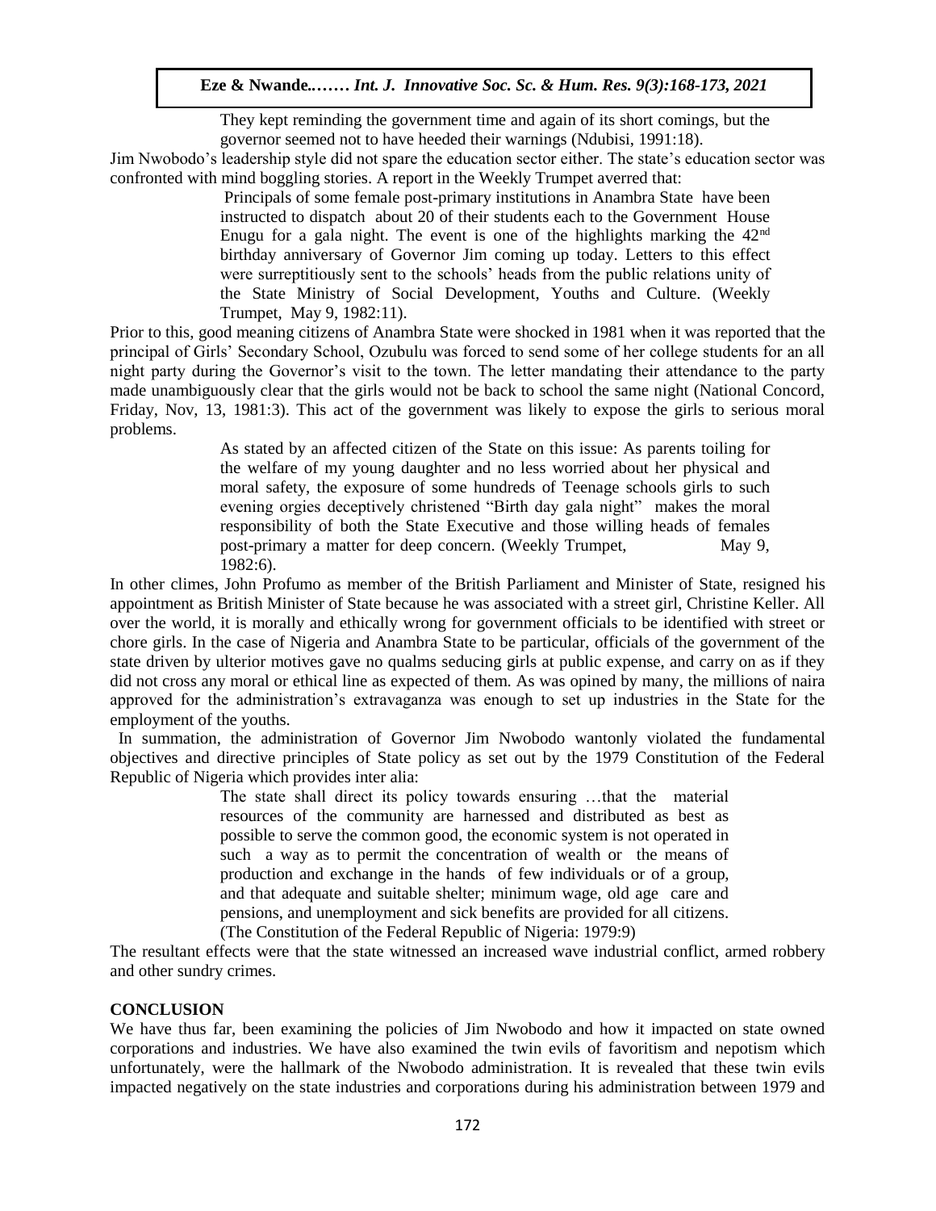> They kept reminding the government time and again of its short comings, but the governor seemed not to have heeded their warnings (Ndubisi, 1991:18).

Jim Nwobodo's leadership style did not spare the education sector either. The state's education sector was confronted with mind boggling stories. A report in the Weekly Trumpet averred that:

> Principals of some female post-primary institutions in Anambra State have been instructed to dispatch about 20 of their students each to the Government House Enugu for a gala night. The event is one of the highlights marking the 42nd birthday anniversary of Governor Jim coming up today. Letters to this effect were surreptitiously sent to the schools' heads from the public relations unity of the State Ministry of Social Development, Youths and Culture. (Weekly Trumpet, May 9, 1982:11).

Prior to this, good meaning citizens of Anambra State were shocked in 1981 when it was reported that the principal of Girls' Secondary School, Ozubulu was forced to send some of her college students for an all night party during the Governor's visit to the town. The letter mandating their attendance to the party made unambiguously clear that the girls would not be back to school the same night (National Concord, Friday, Nov, 13, 1981:3). This act of the government was likely to expose the girls to serious moral problems.

> As stated by an affected citizen of the State on this issue: As parents toiling for the welfare of my young daughter and no less worried about her physical and moral safety, the exposure of some hundreds of Teenage schools girls to such evening orgies deceptively christened "Birth day gala night" makes the moral responsibility of both the State Executive and those willing heads of females post-primary a matter for deep concern. (Weekly Trumpet, May 9, 1982:6).

In other climes, John Profumo as member of the British Parliament and Minister of State, resigned his appointment as British Minister of State because he was associated with a street girl, Christine Keller. All over the world, it is morally and ethically wrong for government officials to be identified with street or chore girls. In the case of Nigeria and Anambra State to be particular, officials of the government of the state driven by ulterior motives gave no qualms seducing girls at public expense, and carry on as if they did not cross any moral or ethical line as expected of them. As was opined by many, the millions of naira approved for the administration's extravaganza was enough to set up industries in the State for the employment of the youths.

In summation, the administration of Governor Jim Nwobodo wantonly violated the fundamental objectives and directive principles of State policy as set out by the 1979 Constitution of the Federal Republic of Nigeria which provides inter alia:

> The state shall direct its policy towards ensuring …that the material resources of the community are harnessed and distributed as best as possible to serve the common good, the economic system is not operated in such a way as to permit the concentration of wealth or the means of production and exchange in the hands of few individuals or of a group, and that adequate and suitable shelter; minimum wage, old age care and pensions, and unemployment and sick benefits are provided for all citizens. (The Constitution of the Federal Republic of Nigeria: 1979:9)

The resultant effects were that the state witnessed an increased wave industrial conflict, armed robbery and other sundry crimes.

## CONCLUSION

We have thus far, been examining the policies of Jim Nwobodo and how it impacted on state owned corporations and industries. We have also examined the twin evils of favoritism and nepotism which unfortunately, were the hallmark of the Nwobodo administration. It is revealed that these twin evils impacted negatively on the state industries and corporations during his administration between 1979 and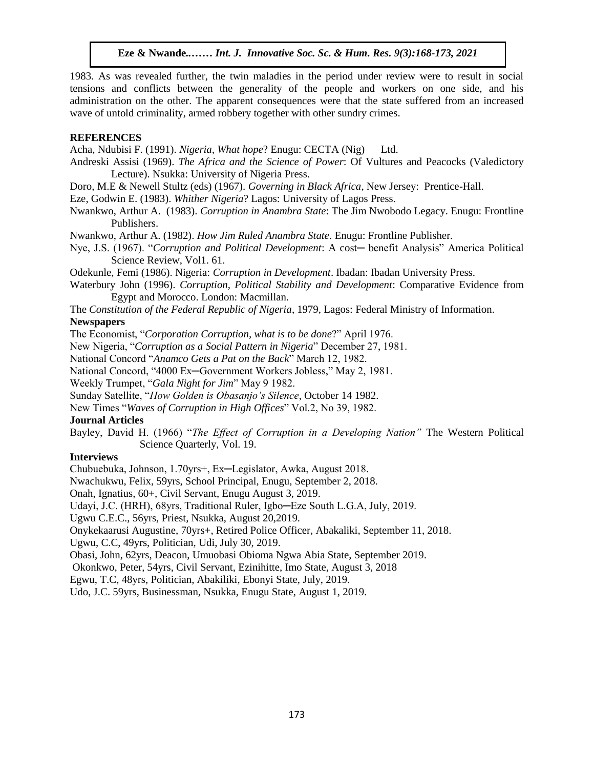1983. As was revealed further, the twin maladies in the period under review were to result in social tensions and conflicts between the generality of the people and workers on one side, and his administration on the other. The apparent consequences were that the state suffered from an increased wave of untold criminality, armed robbery together with other sundry crimes.

## REFERENCES

Acha, Ndubisi F. (1991). *Nigeria, What hope*? Enugu: CECTA (Nig) Ltd.

Andreski Assisi (1969). *The Africa and the Science of Power*: Of Vultures and Peacocks (Valedictory Lecture). Nsukka: University of Nigeria Press.

Doro, M.E & Newell Stultz (eds) (1967). *Governing in Black Africa*, New Jersey: Prentice-Hall.

Eze, Godwin E. (1983). *Whither Nigeria*? Lagos: University of Lagos Press.

Nwankwo, Arthur A. (1983). *Corruption in Anambra State*: The Jim Nwobodo Legacy. Enugu: Frontline Publishers.

Nwankwo, Arthur A. (1982). *How Jim Ruled Anambra State*. Enugu: Frontline Publisher.

Nye, J.S. (1967). "*Corruption and Political Development*: A cost─ benefit Analysis" America Political Science Review, Vol1. 61.

Odekunle, Femi (1986). Nigeria: *Corruption in Development*. Ibadan: Ibadan University Press.

Waterbury John (1996). *Corruption, Political Stability and Development*: Comparative Evidence from Egypt and Morocco. London: Macmillan.

The *Constitution of the Federal Republic of Nigeria*, 1979, Lagos: Federal Ministry of Information.

### Newspapers

The Economist, "*Corporation Corruption, what is to be done*?" April 1976.

New Nigeria, "*Corruption as a Social Pattern in Nigeria*" December 27, 1981.

National Concord "*Anamco Gets a Pat on the Back*" March 12, 1982.

National Concord, "4000 Ex─Government Workers Jobless," May 2, 1981.

Weekly Trumpet, "*Gala Night for Jim*" May 9 1982.

Sunday Satellite, "*How Golden is Obasanjo's Silence*, October 14 1982.

New Times "*Waves of Corruption in High Offices*" Vol.2, No 39, 1982.

### Journal Articles

Bayley, David H. (1966) "*The Effect of Corruption in a Developing Nation"* The Western Political Science Quarterly, Vol. 19.

### Interviews

Chubuebuka, Johnson, 1.70yrs+, Ex─Legislator, Awka, August 2018.

Nwachukwu, Felix, 59yrs, School Principal, Enugu, September 2, 2018.

Onah, Ignatius, 60+, Civil Servant, Enugu August 3, 2019.

Udayi, J.C. (HRH), 68yrs, Traditional Ruler, Igbo─Eze South L.G.A, July, 2019.

Ugwu C.E.C., 56yrs, Priest, Nsukka, August 20,2019.

Onykekaarusi Augustine, 70yrs+, Retired Police Officer, Abakaliki, September 11, 2018.

Ugwu, C.C, 49yrs, Politician, Udi, July 30, 2019.

Obasi, John, 62yrs, Deacon, Umuobasi Obioma Ngwa Abia State, September 2019.

Okonkwo, Peter, 54yrs, Civil Servant, Ezinihitte, Imo State, August 3, 2018

Egwu, T.C, 48yrs, Politician, Abakiliki, Ebonyi State, July, 2019.

Udo, J.C. 59yrs, Businessman, Nsukka, Enugu State, August 1, 2019.